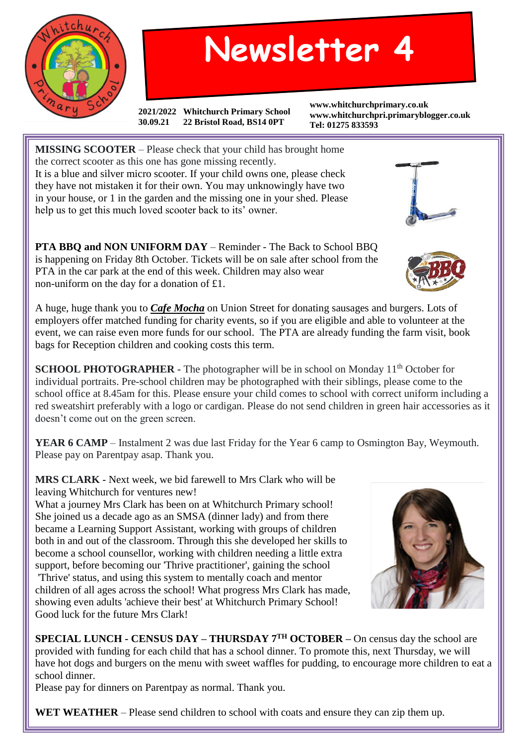# Newsletter 4

**2021/2022** **Whitchurch Primary School**
**30.09.21** **22 Bristol Road, BS14 0PT**

**www.whitchurchprimary.co.uk**
**www.whitchurchpri.primaryblogger.co.uk**
**Tel: 01275 833593**

**MISSING SCOOTER** – Please check that your child has brought home the correct scooter as this one has gone missing recently.
It is a blue and silver micro scooter. If your child owns one, please check they have not mistaken it for their own. You may unknowingly have two in your house, or 1 in the garden and the missing one in your shed. Please help us to get this much loved scooter back to its' owner.

**PTA BBQ and NON UNIFORM DAY** – Reminder - The Back to School BBQ is happening on Friday 8th October. Tickets will be on sale after school from the PTA in the car park at the end of this week. Children may also wear non-uniform on the day for a donation of £1.

A huge, huge thank you to ***Cafe Mocha*** on Union Street for donating sausages and burgers. Lots of employers offer matched funding for charity events, so if you are eligible and able to volunteer at the event, we can raise even more funds for our school. The PTA are already funding the farm visit, book bags for Reception children and cooking costs this term.

**SCHOOL PHOTOGRAPHER** - The photographer will be in school on Monday 11th October for individual portraits. Pre-school children may be photographed with their siblings, please come to the school office at 8.45am for this. Please ensure your child comes to school with correct uniform including a red sweatshirt preferably with a logo or cardigan. Please do not send children in green hair accessories as it doesn't come out on the green screen.

**YEAR 6 CAMP** – Instalment 2 was due last Friday for the Year 6 camp to Osmington Bay, Weymouth. Please pay on Parentpay asap. Thank you.

**MRS CLARK** - Next week, we bid farewell to Mrs Clark who will be leaving Whitchurch for ventures new!
What a journey Mrs Clark has been on at Whitchurch Primary school! She joined us a decade ago as an SMSA (dinner lady) and from there became a Learning Support Assistant, working with groups of children both in and out of the classroom. Through this she developed her skills to become a school counsellor, working with children needing a little extra support, before becoming our 'Thrive practitioner', gaining the school 'Thrive' status, and using this system to mentally coach and mentor children of all ages across the school! What progress Mrs Clark has made, showing even adults 'achieve their best' at Whitchurch Primary School!
Good luck for the future Mrs Clark!

**SPECIAL LUNCH - CENSUS DAY – THURSDAY 7TH OCTOBER –** On census day the school are provided with funding for each child that has a school dinner. To promote this, next Thursday, we will have hot dogs and burgers on the menu with sweet waffles for pudding, to encourage more children to eat a school dinner.
Please pay for dinners on Parentpay as normal. Thank you.

**WET WEATHER** – Please send children to school with coats and ensure they can zip them up.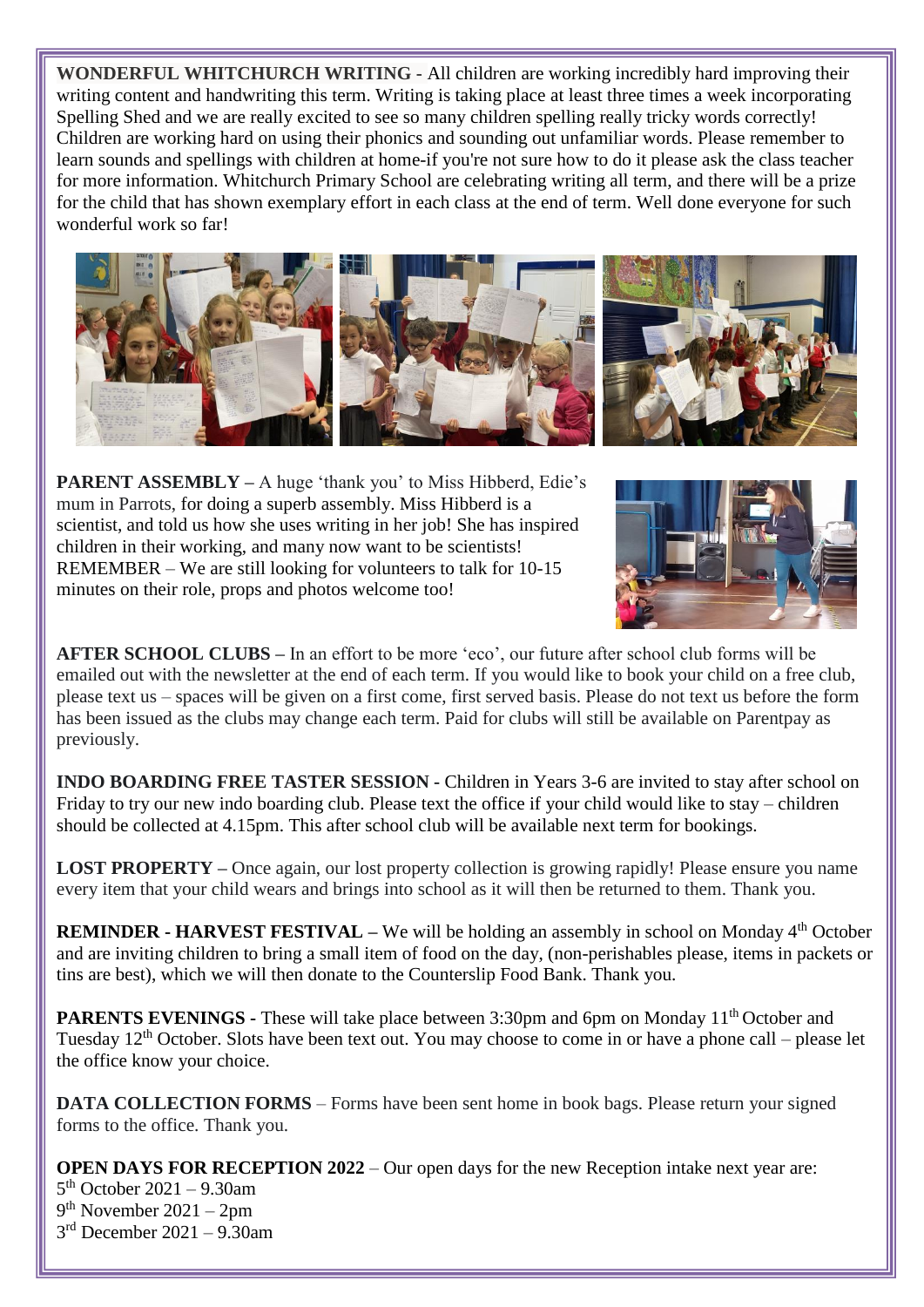**WONDERFUL WHITCHURCH WRITING** - All children are working incredibly hard improving their writing content and handwriting this term. Writing is taking place at least three times a week incorporating Spelling Shed and we are really excited to see so many children spelling really tricky words correctly! Children are working hard on using their phonics and sounding out unfamiliar words. Please remember to learn sounds and spellings with children at home-if you're not sure how to do it please ask the class teacher for more information. Whitchurch Primary School are celebrating writing all term, and there will be a prize for the child that has shown exemplary effort in each class at the end of term. Well done everyone for such wonderful work so far!

**PARENT ASSEMBLY** – A huge 'thank you' to Miss Hibberd, Edie's mum in Parrots, for doing a superb assembly. Miss Hibberd is a scientist, and told us how she uses writing in her job! She has inspired children in their working, and many now want to be scientists! REMEMBER – We are still looking for volunteers to talk for 10-15 minutes on their role, props and photos welcome too!

**AFTER SCHOOL CLUBS** – In an effort to be more 'eco', our future after school club forms will be emailed out with the newsletter at the end of each term. If you would like to book your child on a free club, please text us – spaces will be given on a first come, first served basis. Please do not text us before the form has been issued as the clubs may change each term. Paid for clubs will still be available on Parentpay as previously.

**INDO BOARDING FREE TASTER SESSION** - Children in Years 3-6 are invited to stay after school on Friday to try our new indo boarding club. Please text the office if your child would like to stay – children should be collected at 4.15pm. This after school club will be available next term for bookings.

**LOST PROPERTY** – Once again, our lost property collection is growing rapidly! Please ensure you name every item that your child wears and brings into school as it will then be returned to them. Thank you.

**REMINDER - HARVEST FESTIVAL** – We will be holding an assembly in school on Monday 4th October and are inviting children to bring a small item of food on the day, (non-perishables please, items in packets or tins are best), which we will then donate to the Counterslip Food Bank. Thank you.

**PARENTS EVENINGS** - These will take place between 3:30pm and 6pm on Monday 11th October and Tuesday 12th October. Slots have been text out. You may choose to come in or have a phone call – please let the office know your choice.

**DATA COLLECTION FORMS** – Forms have been sent home in book bags. Please return your signed forms to the office. Thank you.

**OPEN DAYS FOR RECEPTION 2022** – Our open days for the new Reception intake next year are:
5th October 2021 – 9.30am
9th November 2021 – 2pm
3rd December 2021 – 9.30am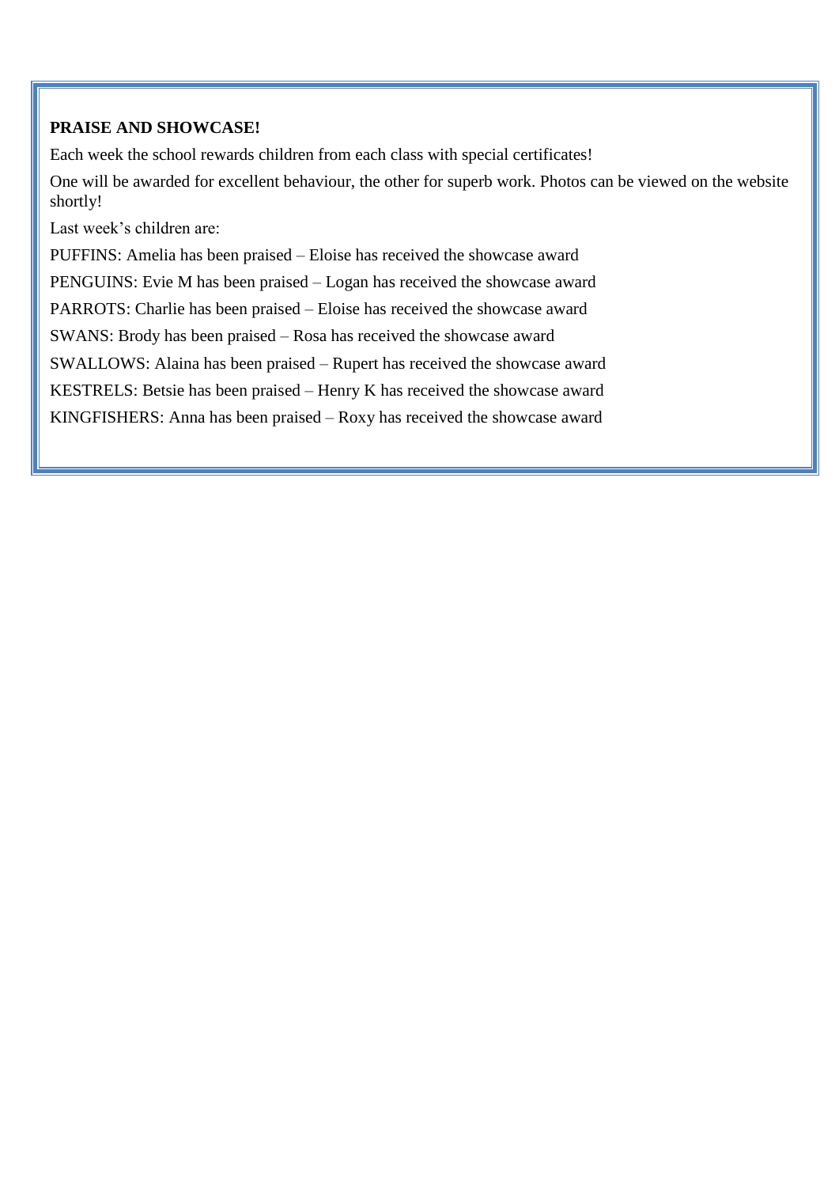**PRAISE AND SHOWCASE!**

Each week the school rewards children from each class with special certificates!

One will be awarded for excellent behaviour, the other for superb work. Photos can be viewed on the website shortly!

Last week's children are:

PUFFINS: Amelia has been praised – Eloise has received the showcase award

PENGUINS: Evie M has been praised – Logan has received the showcase award

PARROTS: Charlie has been praised – Eloise has received the showcase award

SWANS: Brody has been praised – Rosa has received the showcase award

SWALLOWS: Alaina has been praised – Rupert has received the showcase award

KESTRELS: Betsie has been praised – Henry K has received the showcase award

KINGFISHERS: Anna has been praised – Roxy has received the showcase award